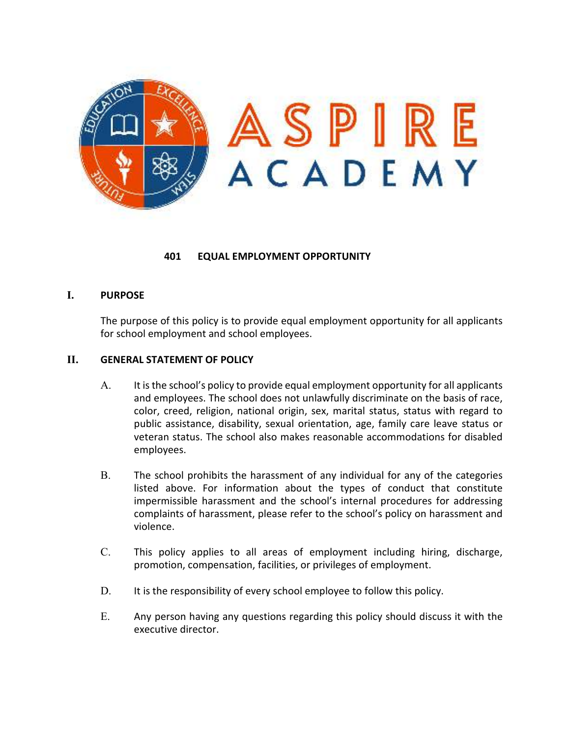# 401 EQUAL EMPLOYMENT OPPORTUNITY

## I. PURPOSE

The purpose of this policy is to provide equal employment opportunity for all applicants for school employment and school employees.

## II. GENERAL STATEMENT OF POLICY

A. It is the school's policy to provide equal employment opportunity for all applicants and employees. The school does not unlawfully discriminate on the basis of race, color, creed, religion, national origin, sex, marital status, status with regard to public assistance, disability, sexual orientation, age, family care leave status or veteran status. The school also makes reasonable accommodations for disabled employees.

B. The school prohibits the harassment of any individual for any of the categories listed above. For information about the types of conduct that constitute impermissible harassment and the school's internal procedures for addressing complaints of harassment, please refer to the school's policy on harassment and violence.

C. This policy applies to all areas of employment including hiring, discharge, promotion, compensation, facilities, or privileges of employment.

D. It is the responsibility of every school employee to follow this policy.

E. Any person having any questions regarding this policy should discuss it with the executive director.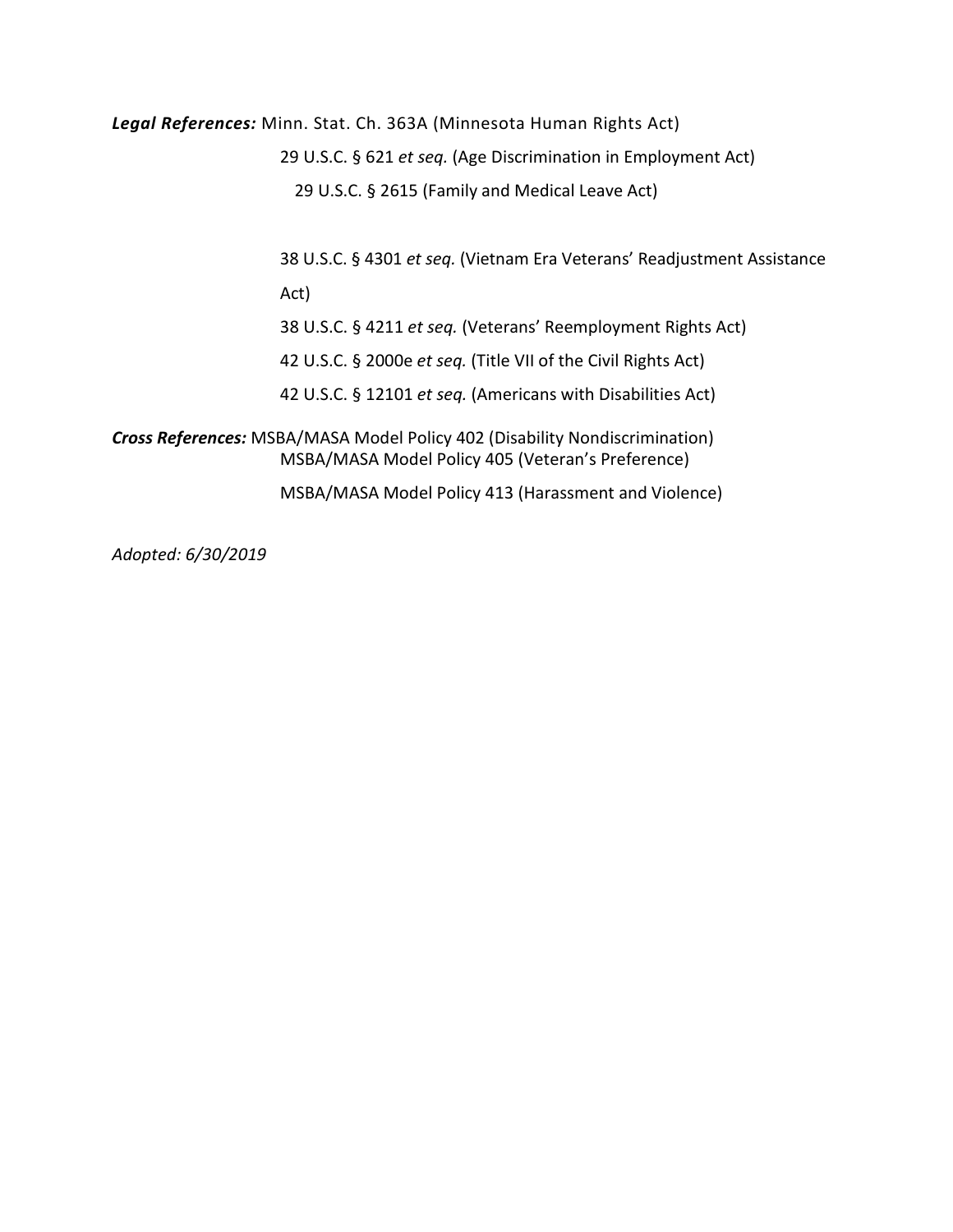***Legal References:*** Minn. Stat. Ch. 363A (Minnesota Human Rights Act)

29 U.S.C. § 621 *et seq.* (Age Discrimination in Employment Act)

29 U.S.C. § 2615 (Family and Medical Leave Act)

38 U.S.C. § 4301 *et seq.* (Vietnam Era Veterans' Readjustment Assistance Act)

38 U.S.C. § 4211 *et seq.* (Veterans' Reemployment Rights Act)

42 U.S.C. § 2000e *et seq.* (Title VII of the Civil Rights Act)

42 U.S.C. § 12101 *et seq.* (Americans with Disabilities Act)

***Cross References:*** MSBA/MASA Model Policy 402 (Disability Nondiscrimination)

MSBA/MASA Model Policy 405 (Veteran's Preference)

MSBA/MASA Model Policy 413 (Harassment and Violence)

*Adopted: 6/30/2019*